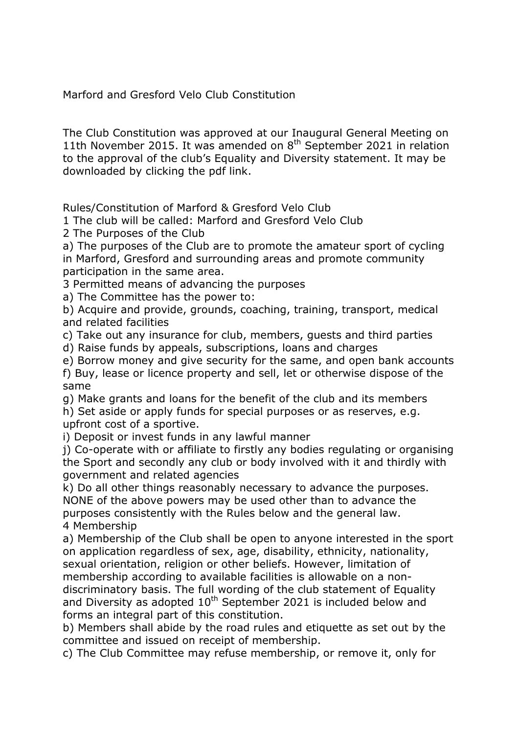# Marford and Gresford Velo Club Constitution

The Club Constitution was approved at our Inaugural General Meeting on 11th November 2015. It was amended on 8th September 2021 in relation to the approval of the club's Equality and Diversity statement. It may be downloaded by clicking the pdf link.

## Rules/Constitution of Marford & Gresford Velo Club

1 The club will be called: Marford and Gresford Velo Club

2 The Purposes of the Club

a) The purposes of the Club are to promote the amateur sport of cycling in Marford, Gresford and surrounding areas and promote community participation in the same area.

3 Permitted means of advancing the purposes

a) The Committee has the power to:

b) Acquire and provide, grounds, coaching, training, transport, medical and related facilities

c) Take out any insurance for club, members, guests and third parties

d) Raise funds by appeals, subscriptions, loans and charges

e) Borrow money and give security for the same, and open bank accounts

f) Buy, lease or licence property and sell, let or otherwise dispose of the same

g) Make grants and loans for the benefit of the club and its members

h) Set aside or apply funds for special purposes or as reserves, e.g. upfront cost of a sportive.

i) Deposit or invest funds in any lawful manner

j) Co-operate with or affiliate to firstly any bodies regulating or organising the Sport and secondly any club or body involved with it and thirdly with government and related agencies

k) Do all other things reasonably necessary to advance the purposes.

NONE of the above powers may be used other than to advance the purposes consistently with the Rules below and the general law.

4 Membership

a) Membership of the Club shall be open to anyone interested in the sport on application regardless of sex, age, disability, ethnicity, nationality, sexual orientation, religion or other beliefs. However, limitation of membership according to available facilities is allowable on a non-discriminatory basis. The full wording of the club statement of Equality and Diversity as adopted 10th September 2021 is included below and forms an integral part of this constitution.

b) Members shall abide by the road rules and etiquette as set out by the committee and issued on receipt of membership.

c) The Club Committee may refuse membership, or remove it, only for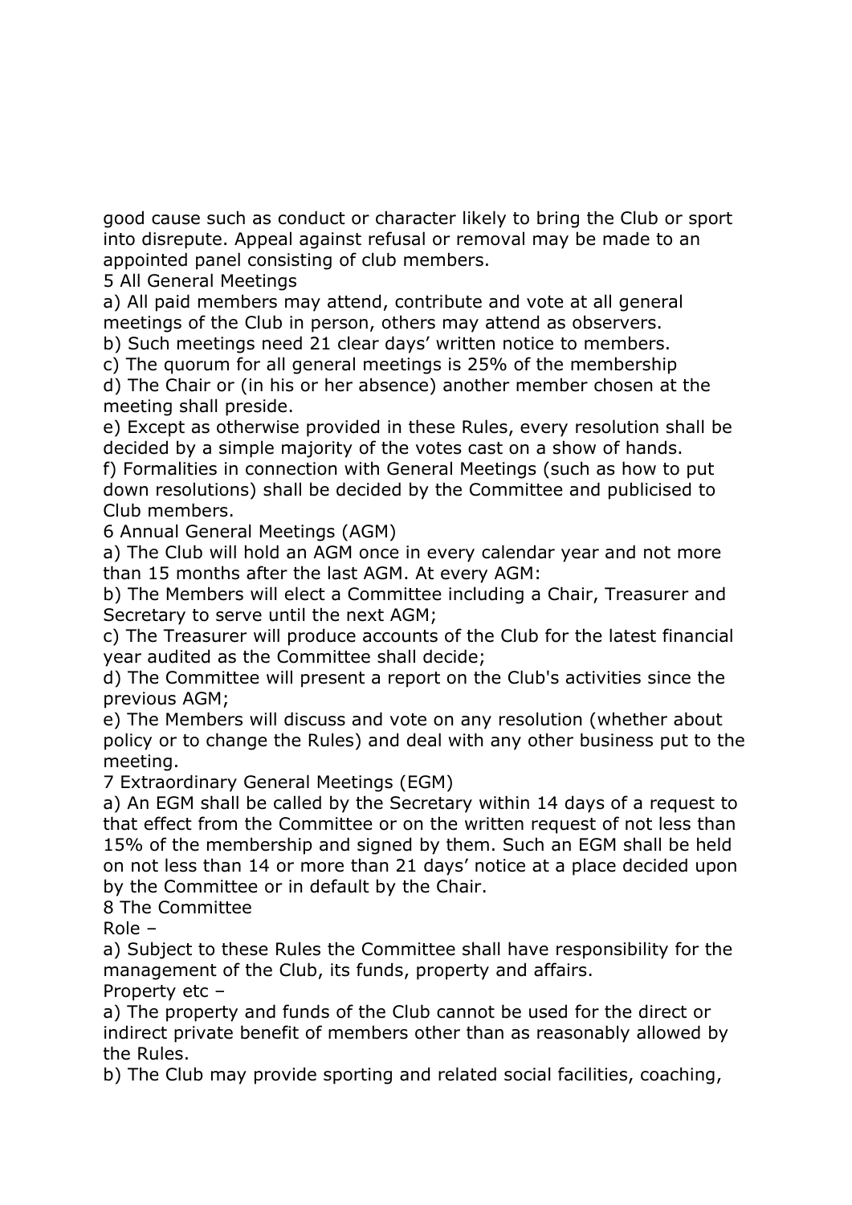good cause such as conduct or character likely to bring the Club or sport into disrepute. Appeal against refusal or removal may be made to an appointed panel consisting of club members.

5 All General Meetings

a) All paid members may attend, contribute and vote at all general meetings of the Club in person, others may attend as observers.

b) Such meetings need 21 clear days' written notice to members.

c) The quorum for all general meetings is 25% of the membership

d) The Chair or (in his or her absence) another member chosen at the meeting shall preside.

e) Except as otherwise provided in these Rules, every resolution shall be decided by a simple majority of the votes cast on a show of hands.

f) Formalities in connection with General Meetings (such as how to put down resolutions) shall be decided by the Committee and publicised to Club members.

6 Annual General Meetings (AGM)

a) The Club will hold an AGM once in every calendar year and not more than 15 months after the last AGM. At every AGM:

b) The Members will elect a Committee including a Chair, Treasurer and Secretary to serve until the next AGM;

c) The Treasurer will produce accounts of the Club for the latest financial year audited as the Committee shall decide;

d) The Committee will present a report on the Club's activities since the previous AGM;

e) The Members will discuss and vote on any resolution (whether about policy or to change the Rules) and deal with any other business put to the meeting.

7 Extraordinary General Meetings (EGM)

a) An EGM shall be called by the Secretary within 14 days of a request to that effect from the Committee or on the written request of not less than 15% of the membership and signed by them. Such an EGM shall be held on not less than 14 or more than 21 days' notice at a place decided upon by the Committee or in default by the Chair.

8 The Committee

Role –

a) Subject to these Rules the Committee shall have responsibility for the management of the Club, its funds, property and affairs.

Property etc –

a) The property and funds of the Club cannot be used for the direct or indirect private benefit of members other than as reasonably allowed by the Rules.

b) The Club may provide sporting and related social facilities, coaching,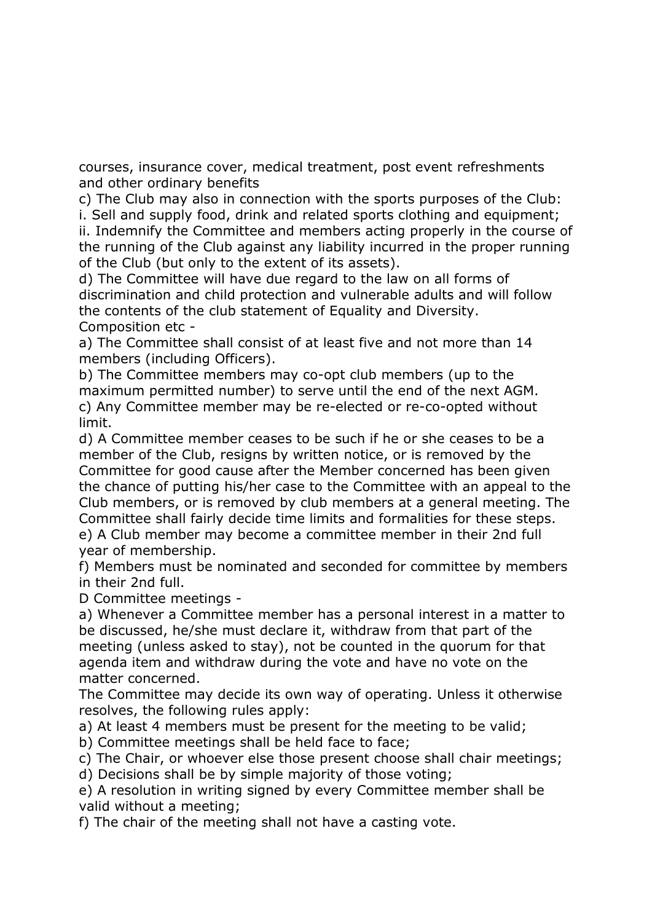courses, insurance cover, medical treatment, post event refreshments and other ordinary benefits

c) The Club may also in connection with the sports purposes of the Club:

i. Sell and supply food, drink and related sports clothing and equipment;

ii. Indemnify the Committee and members acting properly in the course of the running of the Club against any liability incurred in the proper running of the Club (but only to the extent of its assets).

d) The Committee will have due regard to the law on all forms of discrimination and child protection and vulnerable adults and will follow the contents of the club statement of Equality and Diversity.

Composition etc -

a) The Committee shall consist of at least five and not more than 14 members (including Officers).

b) The Committee members may co-opt club members (up to the maximum permitted number) to serve until the end of the next AGM.

c) Any Committee member may be re-elected or re-co-opted without limit.

d) A Committee member ceases to be such if he or she ceases to be a member of the Club, resigns by written notice, or is removed by the Committee for good cause after the Member concerned has been given the chance of putting his/her case to the Committee with an appeal to the Club members, or is removed by club members at a general meeting. The Committee shall fairly decide time limits and formalities for these steps.

e) A Club member may become a committee member in their 2nd full year of membership.

f) Members must be nominated and seconded for committee by members in their 2nd full.

D Committee meetings -

a) Whenever a Committee member has a personal interest in a matter to be discussed, he/she must declare it, withdraw from that part of the meeting (unless asked to stay), not be counted in the quorum for that agenda item and withdraw during the vote and have no vote on the matter concerned.

The Committee may decide its own way of operating. Unless it otherwise resolves, the following rules apply:

a) At least 4 members must be present for the meeting to be valid;

b) Committee meetings shall be held face to face;

c) The Chair, or whoever else those present choose shall chair meetings;

d) Decisions shall be by simple majority of those voting;

e) A resolution in writing signed by every Committee member shall be valid without a meeting;

f) The chair of the meeting shall not have a casting vote.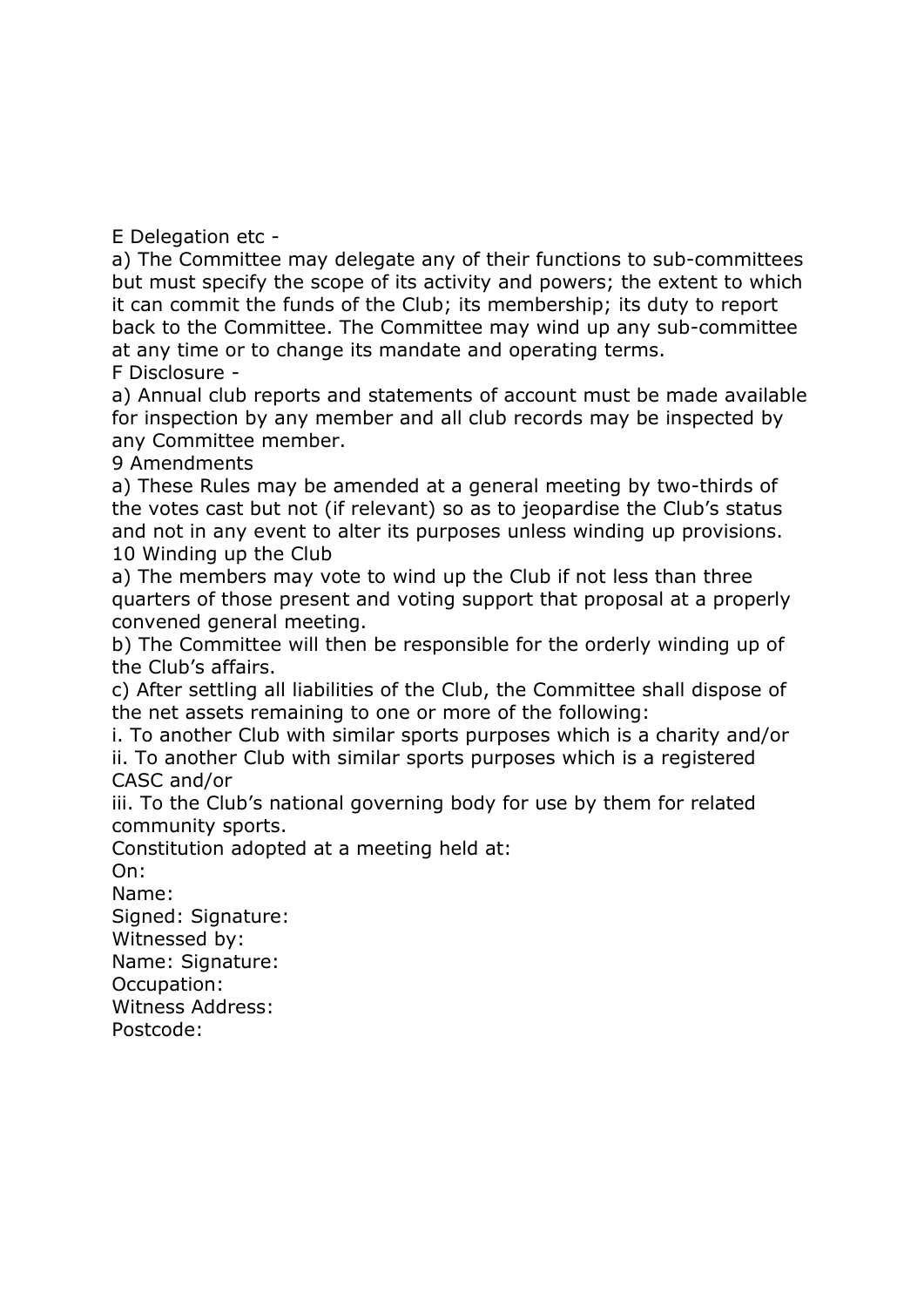E Delegation etc -

a) The Committee may delegate any of their functions to sub-committees but must specify the scope of its activity and powers; the extent to which it can commit the funds of the Club; its membership; its duty to report back to the Committee. The Committee may wind up any sub-committee at any time or to change its mandate and operating terms.

F Disclosure -

a) Annual club reports and statements of account must be made available for inspection by any member and all club records may be inspected by any Committee member.

9 Amendments

a) These Rules may be amended at a general meeting by two-thirds of the votes cast but not (if relevant) so as to jeopardise the Club's status and not in any event to alter its purposes unless winding up provisions.

10 Winding up the Club

a) The members may vote to wind up the Club if not less than three quarters of those present and voting support that proposal at a properly convened general meeting.

b) The Committee will then be responsible for the orderly winding up of the Club's affairs.

c) After settling all liabilities of the Club, the Committee shall dispose of the net assets remaining to one or more of the following:

i. To another Club with similar sports purposes which is a charity and/or

ii. To another Club with similar sports purposes which is a registered CASC and/or

iii. To the Club's national governing body for use by them for related community sports.

Constitution adopted at a meeting held at:

On:

Name:

Signed: Signature:

Witnessed by:

Name: Signature:

Occupation:

Witness Address:

Postcode: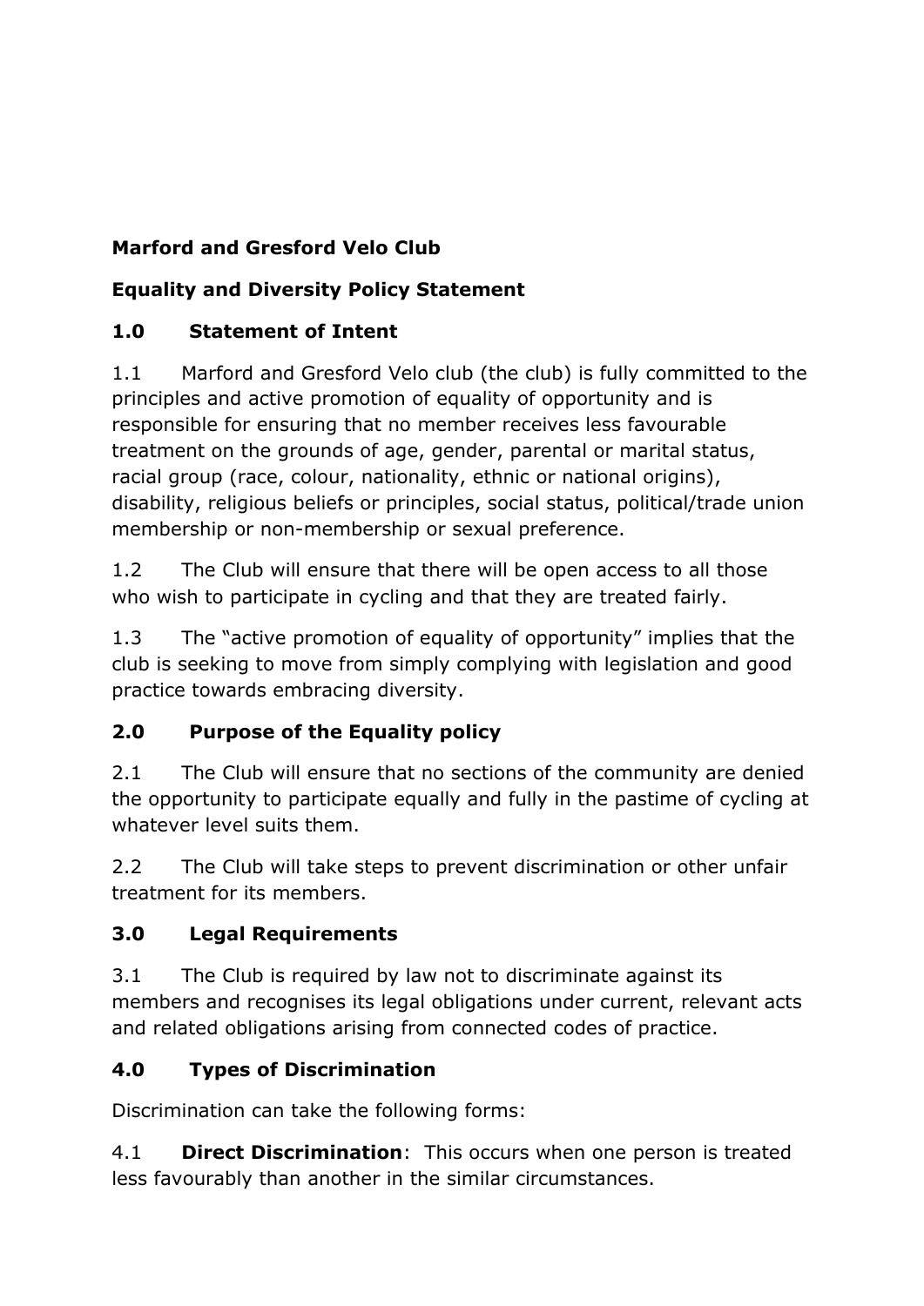**Marford and Gresford Velo Club**

**Equality and Diversity Policy Statement**

## 1.0 Statement of Intent

1.1 Marford and Gresford Velo club (the club) is fully committed to the principles and active promotion of equality of opportunity and is responsible for ensuring that no member receives less favourable treatment on the grounds of age, gender, parental or marital status, racial group (race, colour, nationality, ethnic or national origins), disability, religious beliefs or principles, social status, political/trade union membership or non-membership or sexual preference.

1.2 The Club will ensure that there will be open access to all those who wish to participate in cycling and that they are treated fairly.

1.3 The "active promotion of equality of opportunity" implies that the club is seeking to move from simply complying with legislation and good practice towards embracing diversity.

## 2.0 Purpose of the Equality policy

2.1 The Club will ensure that no sections of the community are denied the opportunity to participate equally and fully in the pastime of cycling at whatever level suits them.

2.2 The Club will take steps to prevent discrimination or other unfair treatment for its members.

## 3.0 Legal Requirements

3.1 The Club is required by law not to discriminate against its members and recognises its legal obligations under current, relevant acts and related obligations arising from connected codes of practice.

## 4.0 Types of Discrimination

Discrimination can take the following forms:

4.1 **Direct Discrimination**: This occurs when one person is treated less favourably than another in the similar circumstances.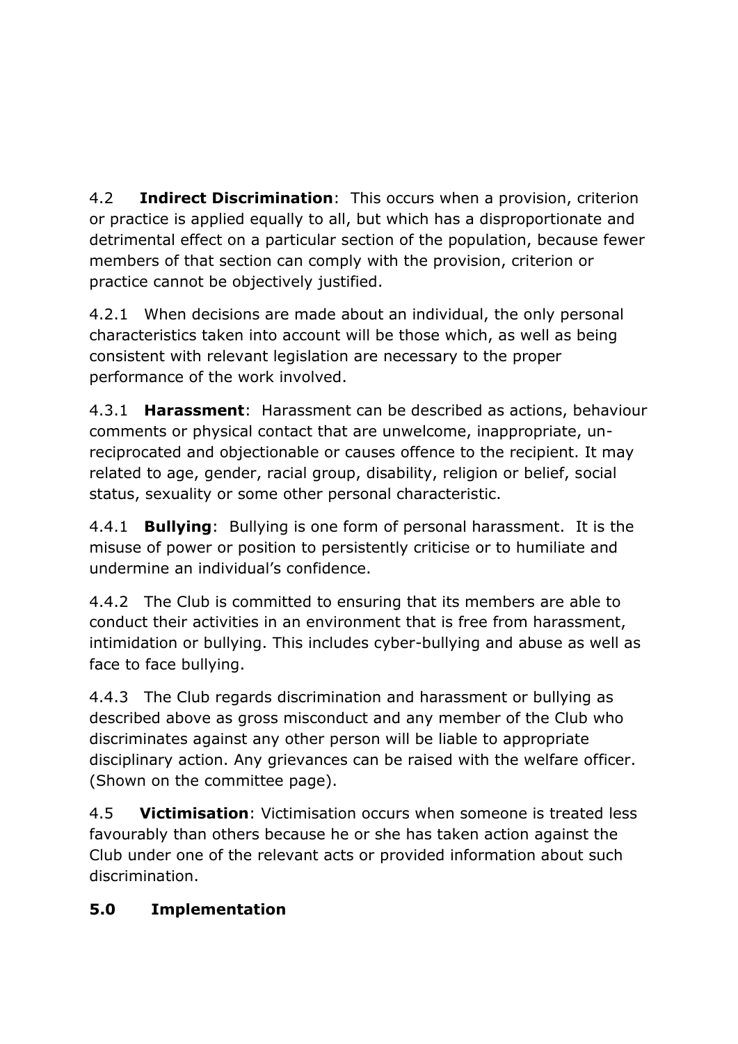4.2 **Indirect Discrimination**: This occurs when a provision, criterion or practice is applied equally to all, but which has a disproportionate and detrimental effect on a particular section of the population, because fewer members of that section can comply with the provision, criterion or practice cannot be objectively justified.

4.2.1 When decisions are made about an individual, the only personal characteristics taken into account will be those which, as well as being consistent with relevant legislation are necessary to the proper performance of the work involved.

4.3.1 **Harassment**: Harassment can be described as actions, behaviour comments or physical contact that are unwelcome, inappropriate, un-reciprocated and objectionable or causes offence to the recipient. It may related to age, gender, racial group, disability, religion or belief, social status, sexuality or some other personal characteristic.

4.4.1 **Bullying**: Bullying is one form of personal harassment. It is the misuse of power or position to persistently criticise or to humiliate and undermine an individual's confidence.

4.4.2 The Club is committed to ensuring that its members are able to conduct their activities in an environment that is free from harassment, intimidation or bullying. This includes cyber-bullying and abuse as well as face to face bullying.

4.4.3 The Club regards discrimination and harassment or bullying as described above as gross misconduct and any member of the Club who discriminates against any other person will be liable to appropriate disciplinary action. Any grievances can be raised with the welfare officer. (Shown on the committee page).

4.5 **Victimisation**: Victimisation occurs when someone is treated less favourably than others because he or she has taken action against the Club under one of the relevant acts or provided information about such discrimination.

## 5.0 Implementation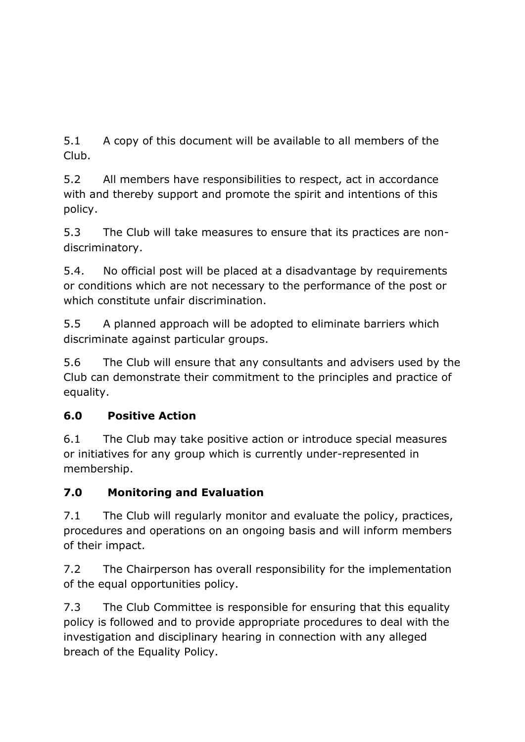5.1 A copy of this document will be available to all members of the Club.

5.2 All members have responsibilities to respect, act in accordance with and thereby support and promote the spirit and intentions of this policy.

5.3 The Club will take measures to ensure that its practices are non-discriminatory.

5.4. No official post will be placed at a disadvantage by requirements or conditions which are not necessary to the performance of the post or which constitute unfair discrimination.

5.5 A planned approach will be adopted to eliminate barriers which discriminate against particular groups.

5.6 The Club will ensure that any consultants and advisers used by the Club can demonstrate their commitment to the principles and practice of equality.

## 6.0 Positive Action

6.1 The Club may take positive action or introduce special measures or initiatives for any group which is currently under-represented in membership.

## 7.0 Monitoring and Evaluation

7.1 The Club will regularly monitor and evaluate the policy, practices, procedures and operations on an ongoing basis and will inform members of their impact.

7.2 The Chairperson has overall responsibility for the implementation of the equal opportunities policy.

7.3 The Club Committee is responsible for ensuring that this equality policy is followed and to provide appropriate procedures to deal with the investigation and disciplinary hearing in connection with any alleged breach of the Equality Policy.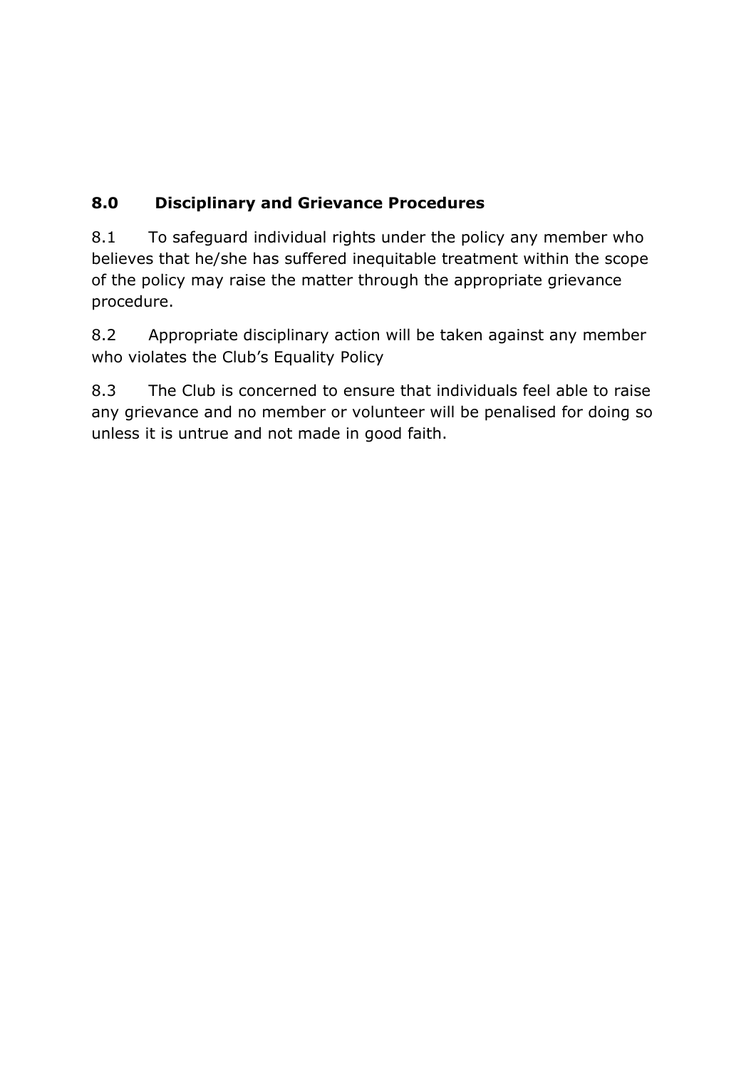## 8.0 Disciplinary and Grievance Procedures

8.1 To safeguard individual rights under the policy any member who believes that he/she has suffered inequitable treatment within the scope of the policy may raise the matter through the appropriate grievance procedure.

8.2 Appropriate disciplinary action will be taken against any member who violates the Club's Equality Policy

8.3 The Club is concerned to ensure that individuals feel able to raise any grievance and no member or volunteer will be penalised for doing so unless it is untrue and not made in good faith.